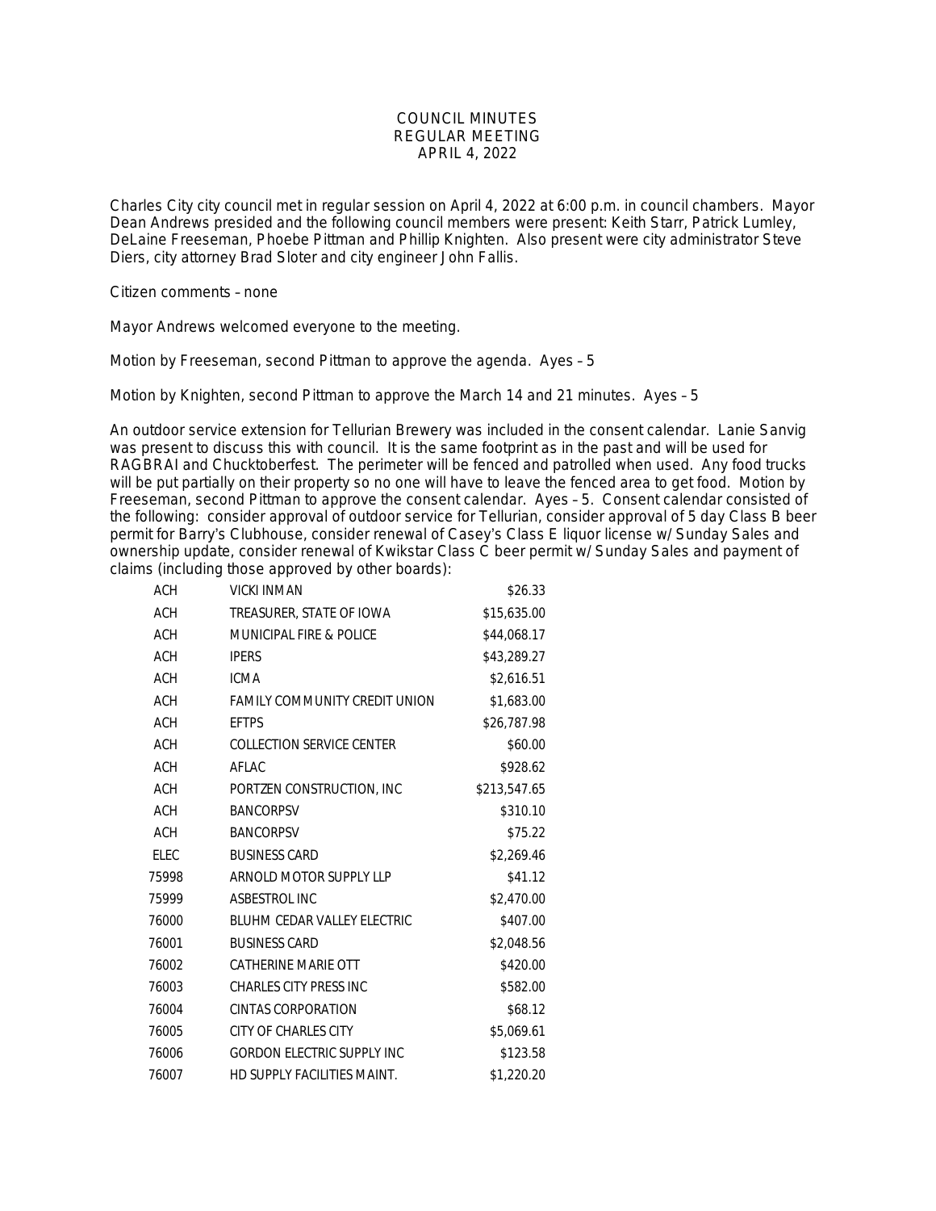# COUNCIL MINUTES
## REGULAR MEETING
## APRIL 4, 2022

Charles City city council met in regular session on April 4, 2022 at 6:00 p.m. in council chambers. Mayor Dean Andrews presided and the following council members were present: Keith Starr, Patrick Lumley, DeLaine Freeseman, Phoebe Pittman and Phillip Knighten. Also present were city administrator Steve Diers, city attorney Brad Sloter and city engineer John Fallis.

Citizen comments – none

Mayor Andrews welcomed everyone to the meeting.

Motion by Freeseman, second Pittman to approve the agenda. Ayes – 5

Motion by Knighten, second Pittman to approve the March 14 and 21 minutes. Ayes – 5

An outdoor service extension for Tellurian Brewery was included in the consent calendar. Lanie Sanvig was present to discuss this with council. It is the same footprint as in the past and will be used for RAGBRAI and Chucktoberfest. The perimeter will be fenced and patrolled when used. Any food trucks will be put partially on their property so no one will have to leave the fenced area to get food. Motion by Freeseman, second Pittman to approve the consent calendar. Ayes – 5. Consent calendar consisted of the following: consider approval of outdoor service for Tellurian, consider approval of 5 day Class B beer permit for Barry's Clubhouse, consider renewal of Casey's Class E liquor license w/ Sunday Sales and ownership update, consider renewal of Kwikstar Class C beer permit w/ Sunday Sales and payment of claims (including those approved by other boards):

| | | |
|---|---|---|
| ACH | VICKI INMAN | $26.33 |
| ACH | TREASURER, STATE OF IOWA | $15,635.00 |
| ACH | MUNICIPAL FIRE & POLICE | $44,068.17 |
| ACH | IPERS | $43,289.27 |
| ACH | ICMA | $2,616.51 |
| ACH | FAMILY COMMUNITY CREDIT UNION | $1,683.00 |
| ACH | EFTPS | $26,787.98 |
| ACH | COLLECTION SERVICE CENTER | $60.00 |
| ACH | AFLAC | $928.62 |
| ACH | PORTZEN CONSTRUCTION, INC | $213,547.65 |
| ACH | BANCORPSV | $310.10 |
| ACH | BANCORPSV | $75.22 |
| ELEC | BUSINESS CARD | $2,269.46 |
| 75998 | ARNOLD MOTOR SUPPLY LLP | $41.12 |
| 75999 | ASBESTROL INC | $2,470.00 |
| 76000 | BLUHM CEDAR VALLEY ELECTRIC | $407.00 |
| 76001 | BUSINESS CARD | $2,048.56 |
| 76002 | CATHERINE MARIE OTT | $420.00 |
| 76003 | CHARLES CITY PRESS INC | $582.00 |
| 76004 | CINTAS CORPORATION | $68.12 |
| 76005 | CITY OF CHARLES CITY | $5,069.61 |
| 76006 | GORDON ELECTRIC SUPPLY INC | $123.58 |
| 76007 | HD SUPPLY FACILITIES MAINT. | $1,220.20 |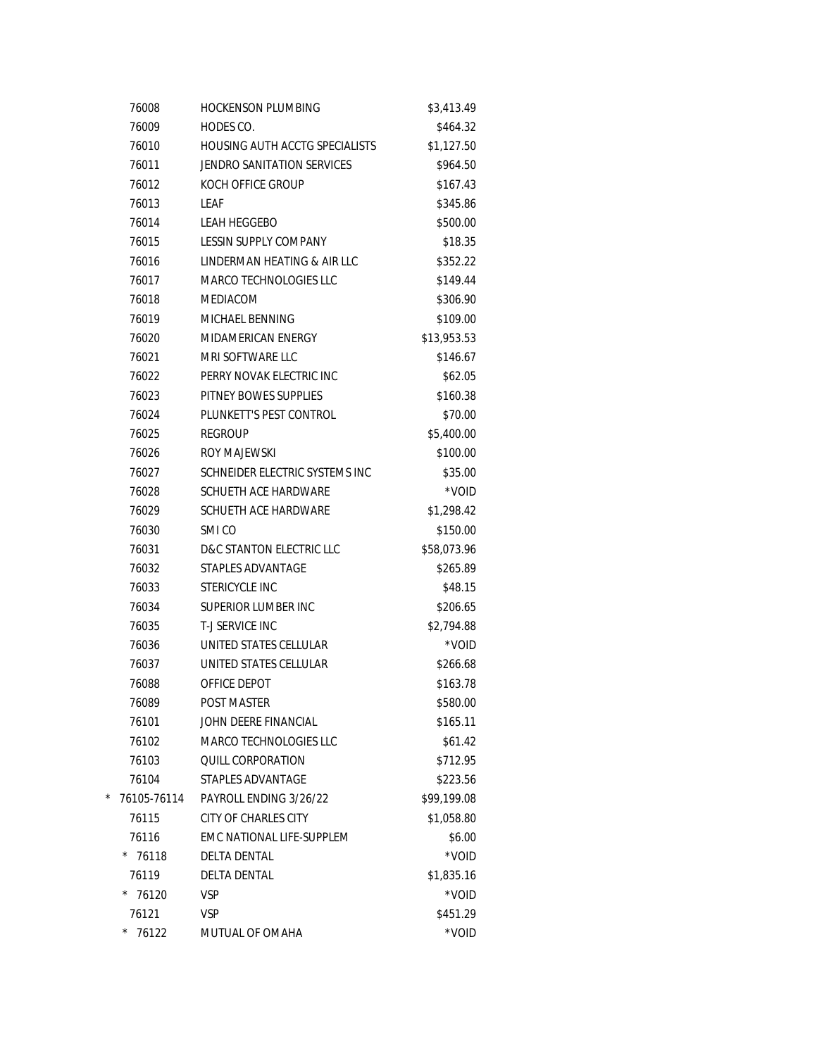| | | |
|---|---|---|
| 76008 | HOCKENSON PLUMBING | $3,413.49 |
| 76009 | HODES CO. | $464.32 |
| 76010 | HOUSING AUTH ACCTG SPECIALISTS | $1,127.50 |
| 76011 | JENDRO SANITATION SERVICES | $964.50 |
| 76012 | KOCH OFFICE GROUP | $167.43 |
| 76013 | LEAF | $345.86 |
| 76014 | LEAH HEGGEBO | $500.00 |
| 76015 | LESSIN SUPPLY COMPANY | $18.35 |
| 76016 | LINDERMAN HEATING & AIR LLC | $352.22 |
| 76017 | MARCO TECHNOLOGIES LLC | $149.44 |
| 76018 | MEDIACOM | $306.90 |
| 76019 | MICHAEL BENNING | $109.00 |
| 76020 | MIDAMERICAN ENERGY | $13,953.53 |
| 76021 | MRI SOFTWARE LLC | $146.67 |
| 76022 | PERRY NOVAK ELECTRIC INC | $62.05 |
| 76023 | PITNEY BOWES SUPPLIES | $160.38 |
| 76024 | PLUNKETT'S PEST CONTROL | $70.00 |
| 76025 | REGROUP | $5,400.00 |
| 76026 | ROY MAJEWSKI | $100.00 |
| 76027 | SCHNEIDER ELECTRIC SYSTEMS INC | $35.00 |
| 76028 | SCHUETH ACE HARDWARE | *VOID |
| 76029 | SCHUETH ACE HARDWARE | $1,298.42 |
| 76030 | SMI CO | $150.00 |
| 76031 | D&C STANTON ELECTRIC LLC | $58,073.96 |
| 76032 | STAPLES ADVANTAGE | $265.89 |
| 76033 | STERICYCLE INC | $48.15 |
| 76034 | SUPERIOR LUMBER INC | $206.65 |
| 76035 | T-J SERVICE INC | $2,794.88 |
| 76036 | UNITED STATES CELLULAR | *VOID |
| 76037 | UNITED STATES CELLULAR | $266.68 |
| 76088 | OFFICE DEPOT | $163.78 |
| 76089 | POST MASTER | $580.00 |
| 76101 | JOHN DEERE FINANCIAL | $165.11 |
| 76102 | MARCO TECHNOLOGIES LLC | $61.42 |
| 76103 | QUILL CORPORATION | $712.95 |
| 76104 | STAPLES ADVANTAGE | $223.56 |
| * 76105-76114 | PAYROLL ENDING 3/26/22 | $99,199.08 |
| 76115 | CITY OF CHARLES CITY | $1,058.80 |
| 76116 | EMC NATIONAL LIFE-SUPPLEM | $6.00 |
| * 76118 | DELTA DENTAL | *VOID |
| 76119 | DELTA DENTAL | $1,835.16 |
| * 76120 | VSP | *VOID |
| 76121 | VSP | $451.29 |
| * 76122 | MUTUAL OF OMAHA | *VOID |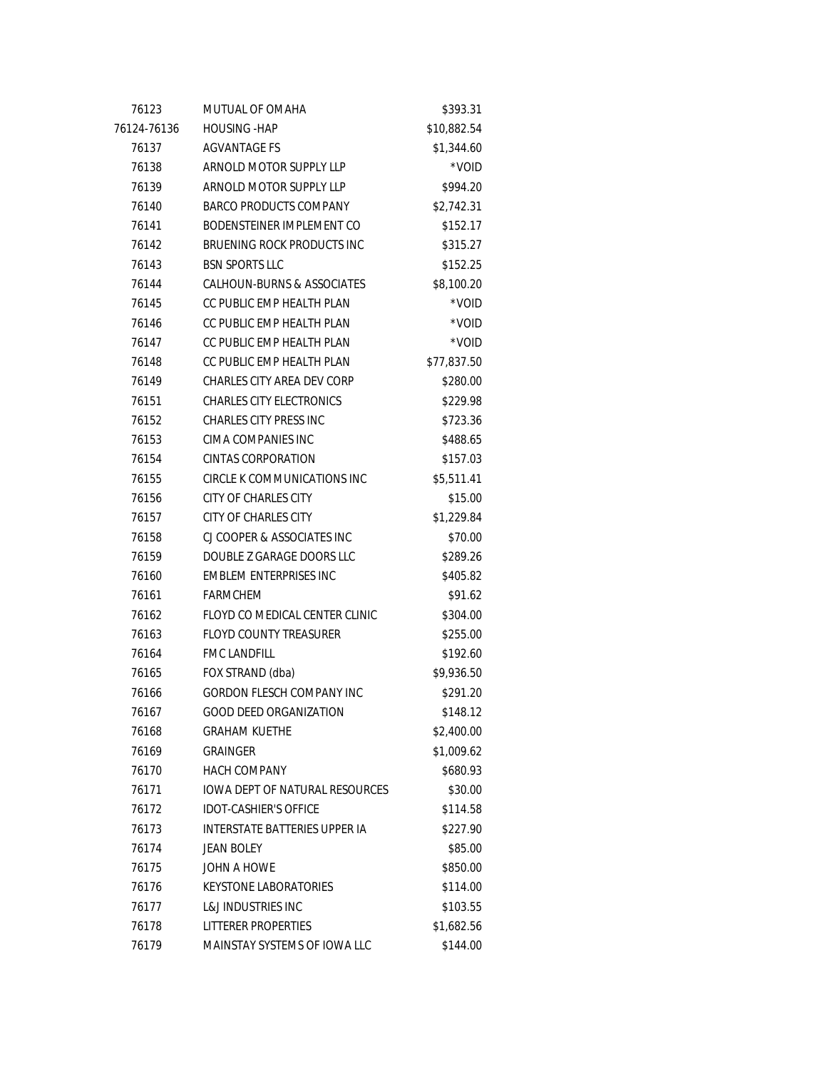| | | |
|---|---|---|
| 76123 | MUTUAL OF OMAHA | $393.31 |
| 76124-76136 | HOUSING -HAP | $10,882.54 |
| 76137 | AGVANTAGE FS | $1,344.60 |
| 76138 | ARNOLD MOTOR SUPPLY LLP | *VOID |
| 76139 | ARNOLD MOTOR SUPPLY LLP | $994.20 |
| 76140 | BARCO PRODUCTS COMPANY | $2,742.31 |
| 76141 | BODENSTEINER IMPLEMENT CO | $152.17 |
| 76142 | BRUENING ROCK PRODUCTS INC | $315.27 |
| 76143 | BSN SPORTS LLC | $152.25 |
| 76144 | CALHOUN-BURNS & ASSOCIATES | $8,100.20 |
| 76145 | CC PUBLIC EMP HEALTH PLAN | *VOID |
| 76146 | CC PUBLIC EMP HEALTH PLAN | *VOID |
| 76147 | CC PUBLIC EMP HEALTH PLAN | *VOID |
| 76148 | CC PUBLIC EMP HEALTH PLAN | $77,837.50 |
| 76149 | CHARLES CITY AREA DEV CORP | $280.00 |
| 76151 | CHARLES CITY ELECTRONICS | $229.98 |
| 76152 | CHARLES CITY PRESS INC | $723.36 |
| 76153 | CIMA COMPANIES INC | $488.65 |
| 76154 | CINTAS CORPORATION | $157.03 |
| 76155 | CIRCLE K COMMUNICATIONS INC | $5,511.41 |
| 76156 | CITY OF CHARLES CITY | $15.00 |
| 76157 | CITY OF CHARLES CITY | $1,229.84 |
| 76158 | CJ COOPER & ASSOCIATES INC | $70.00 |
| 76159 | DOUBLE Z GARAGE DOORS LLC | $289.26 |
| 76160 | EMBLEM ENTERPRISES INC | $405.82 |
| 76161 | FARMCHEM | $91.62 |
| 76162 | FLOYD CO MEDICAL CENTER CLINIC | $304.00 |
| 76163 | FLOYD COUNTY TREASURER | $255.00 |
| 76164 | FMC LANDFILL | $192.60 |
| 76165 | FOX STRAND (dba) | $9,936.50 |
| 76166 | GORDON FLESCH COMPANY INC | $291.20 |
| 76167 | GOOD DEED ORGANIZATION | $148.12 |
| 76168 | GRAHAM KUETHE | $2,400.00 |
| 76169 | GRAINGER | $1,009.62 |
| 76170 | HACH COMPANY | $680.93 |
| 76171 | IOWA DEPT OF NATURAL RESOURCES | $30.00 |
| 76172 | IDOT-CASHIER'S OFFICE | $114.58 |
| 76173 | INTERSTATE BATTERIES UPPER IA | $227.90 |
| 76174 | JEAN BOLEY | $85.00 |
| 76175 | JOHN A HOWE | $850.00 |
| 76176 | KEYSTONE LABORATORIES | $114.00 |
| 76177 | L&J INDUSTRIES INC | $103.55 |
| 76178 | LITTERER PROPERTIES | $1,682.56 |
| 76179 | MAINSTAY SYSTEMS OF IOWA LLC | $144.00 |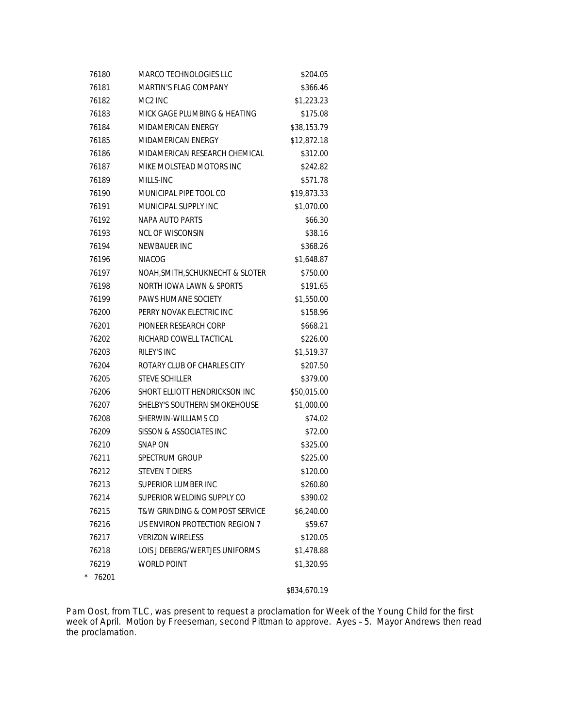| | | |
|---|---|---|
| 76180 | MARCO TECHNOLOGIES LLC | $204.05 |
| 76181 | MARTIN'S FLAG COMPANY | $366.46 |
| 76182 | MC2 INC | $1,223.23 |
| 76183 | MICK GAGE PLUMBING & HEATING | $175.08 |
| 76184 | MIDAMERICAN ENERGY | $38,153.79 |
| 76185 | MIDAMERICAN ENERGY | $12,872.18 |
| 76186 | MIDAMERICAN RESEARCH CHEMICAL | $312.00 |
| 76187 | MIKE MOLSTEAD MOTORS INC | $242.82 |
| 76189 | MILLS-INC | $571.78 |
| 76190 | MUNICIPAL PIPE TOOL CO | $19,873.33 |
| 76191 | MUNICIPAL SUPPLY INC | $1,070.00 |
| 76192 | NAPA AUTO PARTS | $66.30 |
| 76193 | NCL OF WISCONSIN | $38.16 |
| 76194 | NEWBAUER INC | $368.26 |
| 76196 | NIACOG | $1,648.87 |
| 76197 | NOAH,SMITH,SCHUKNECHT & SLOTER | $750.00 |
| 76198 | NORTH IOWA LAWN & SPORTS | $191.65 |
| 76199 | PAWS HUMANE SOCIETY | $1,550.00 |
| 76200 | PERRY NOVAK ELECTRIC INC | $158.96 |
| 76201 | PIONEER RESEARCH CORP | $668.21 |
| 76202 | RICHARD COWELL TACTICAL | $226.00 |
| 76203 | RILEY'S INC | $1,519.37 |
| 76204 | ROTARY CLUB OF CHARLES CITY | $207.50 |
| 76205 | STEVE SCHILLER | $379.00 |
| 76206 | SHORT ELLIOTT HENDRICKSON INC | $50,015.00 |
| 76207 | SHELBY'S SOUTHERN SMOKEHOUSE | $1,000.00 |
| 76208 | SHERWIN-WILLIAMS CO | $74.02 |
| 76209 | SISSON & ASSOCIATES INC | $72.00 |
| 76210 | SNAP ON | $325.00 |
| 76211 | SPECTRUM GROUP | $225.00 |
| 76212 | STEVEN T DIERS | $120.00 |
| 76213 | SUPERIOR LUMBER INC | $260.80 |
| 76214 | SUPERIOR WELDING SUPPLY CO | $390.02 |
| 76215 | T&W GRINDING & COMPOST SERVICE | $6,240.00 |
| 76216 | US ENVIRON PROTECTION REGION 7 | $59.67 |
| 76217 | VERIZON WIRELESS | $120.05 |
| 76218 | LOIS J DEBERG/WERTJES UNIFORMS | $1,478.88 |
| 76219 | WORLD POINT | $1,320.95 |
| * 76201 | | |
| | | $834,670.19 |

Pam Oost, from TLC, was present to request a proclamation for Week of the Young Child for the first week of April. Motion by Freeseman, second Pittman to approve. Ayes – 5. Mayor Andrews then read the proclamation.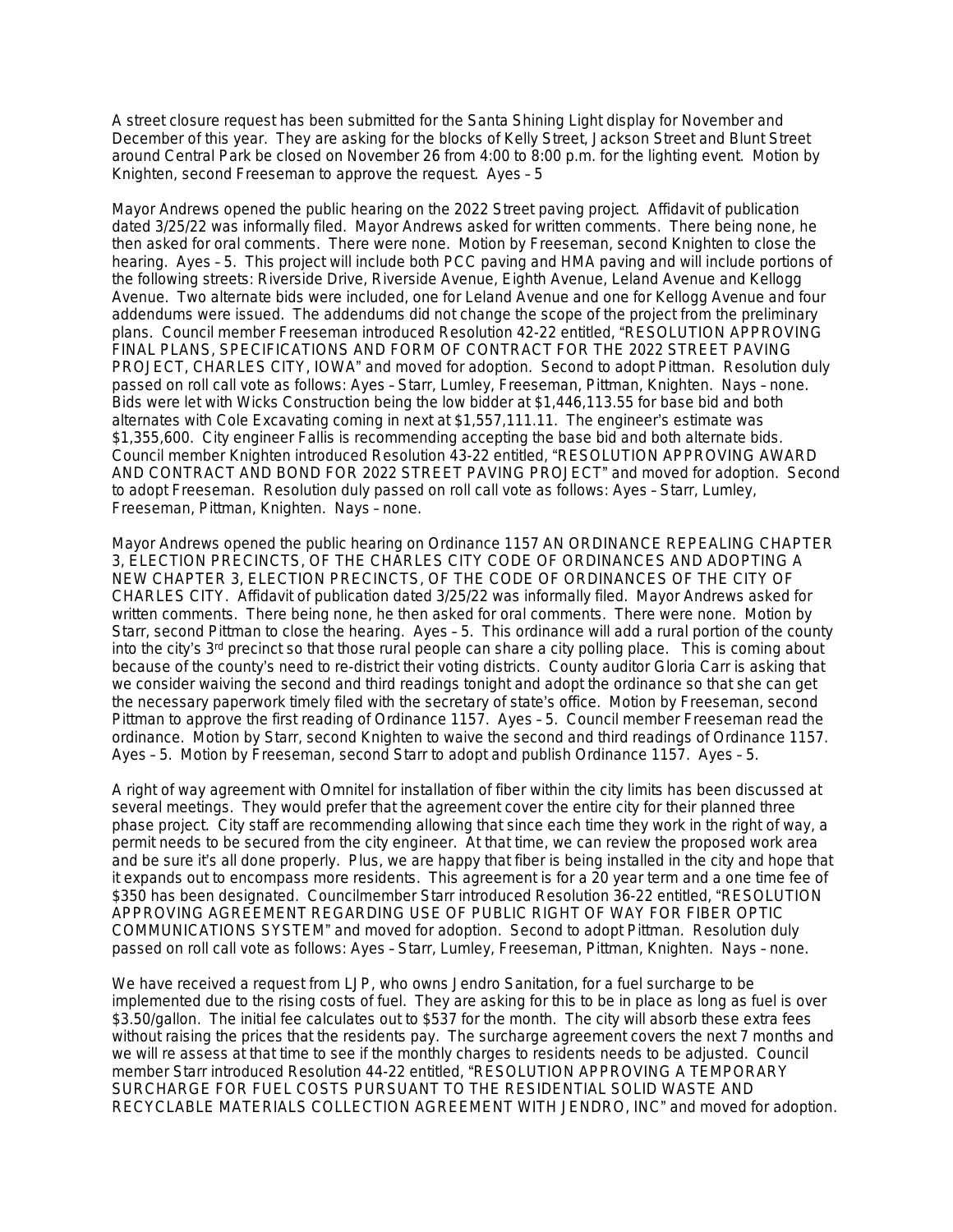A street closure request has been submitted for the Santa Shining Light display for November and December of this year. They are asking for the blocks of Kelly Street, Jackson Street and Blunt Street around Central Park be closed on November 26 from 4:00 to 8:00 p.m. for the lighting event. Motion by Knighten, second Freeseman to approve the request. Ayes – 5

Mayor Andrews opened the public hearing on the 2022 Street paving project. Affidavit of publication dated 3/25/22 was informally filed. Mayor Andrews asked for written comments. There being none, he then asked for oral comments. There were none. Motion by Freeseman, second Knighten to close the hearing. Ayes – 5. This project will include both PCC paving and HMA paving and will include portions of the following streets: Riverside Drive, Riverside Avenue, Eighth Avenue, Leland Avenue and Kellogg Avenue. Two alternate bids were included, one for Leland Avenue and one for Kellogg Avenue and four addendums were issued. The addendums did not change the scope of the project from the preliminary plans. Council member Freeseman introduced Resolution 42-22 entitled, "RESOLUTION APPROVING FINAL PLANS, SPECIFICATIONS AND FORM OF CONTRACT FOR THE 2022 STREET PAVING PROJECT, CHARLES CITY, IOWA" and moved for adoption. Second to adopt Pittman. Resolution duly passed on roll call vote as follows: Ayes – Starr, Lumley, Freeseman, Pittman, Knighten. Nays – none. Bids were let with Wicks Construction being the low bidder at $1,446,113.55 for base bid and both alternates with Cole Excavating coming in next at $1,557,111.11. The engineer's estimate was $1,355,600. City engineer Fallis is recommending accepting the base bid and both alternate bids. Council member Knighten introduced Resolution 43-22 entitled, "RESOLUTION APPROVING AWARD AND CONTRACT AND BOND FOR 2022 STREET PAVING PROJECT" and moved for adoption. Second to adopt Freeseman. Resolution duly passed on roll call vote as follows: Ayes – Starr, Lumley, Freeseman, Pittman, Knighten. Nays – none.

Mayor Andrews opened the public hearing on Ordinance 1157 AN ORDINANCE REPEALING CHAPTER 3, ELECTION PRECINCTS, OF THE CHARLES CITY CODE OF ORDINANCES AND ADOPTING A NEW CHAPTER 3, ELECTION PRECINCTS, OF THE CODE OF ORDINANCES OF THE CITY OF CHARLES CITY. Affidavit of publication dated 3/25/22 was informally filed. Mayor Andrews asked for written comments. There being none, he then asked for oral comments. There were none. Motion by Starr, second Pittman to close the hearing. Ayes – 5. This ordinance will add a rural portion of the county into the city's 3rd precinct so that those rural people can share a city polling place. This is coming about because of the county's need to re-district their voting districts. County auditor Gloria Carr is asking that we consider waiving the second and third readings tonight and adopt the ordinance so that she can get the necessary paperwork timely filed with the secretary of state's office. Motion by Freeseman, second Pittman to approve the first reading of Ordinance 1157. Ayes – 5. Council member Freeseman read the ordinance. Motion by Starr, second Knighten to waive the second and third readings of Ordinance 1157. Ayes – 5. Motion by Freeseman, second Starr to adopt and publish Ordinance 1157. Ayes – 5.

A right of way agreement with Omnitel for installation of fiber within the city limits has been discussed at several meetings. They would prefer that the agreement cover the entire city for their planned three phase project. City staff are recommending allowing that since each time they work in the right of way, a permit needs to be secured from the city engineer. At that time, we can review the proposed work area and be sure it's all done properly. Plus, we are happy that fiber is being installed in the city and hope that it expands out to encompass more residents. This agreement is for a 20 year term and a one time fee of $350 has been designated. Councilmember Starr introduced Resolution 36-22 entitled, "RESOLUTION APPROVING AGREEMENT REGARDING USE OF PUBLIC RIGHT OF WAY FOR FIBER OPTIC COMMUNICATIONS SYSTEM" and moved for adoption. Second to adopt Pittman. Resolution duly passed on roll call vote as follows: Ayes – Starr, Lumley, Freeseman, Pittman, Knighten. Nays – none.

We have received a request from LJP, who owns Jendro Sanitation, for a fuel surcharge to be implemented due to the rising costs of fuel. They are asking for this to be in place as long as fuel is over $3.50/gallon. The initial fee calculates out to $537 for the month. The city will absorb these extra fees without raising the prices that the residents pay. The surcharge agreement covers the next 7 months and we will re assess at that time to see if the monthly charges to residents needs to be adjusted. Council member Starr introduced Resolution 44-22 entitled, "RESOLUTION APPROVING A TEMPORARY SURCHARGE FOR FUEL COSTS PURSUANT TO THE RESIDENTIAL SOLID WASTE AND RECYCLABLE MATERIALS COLLECTION AGREEMENT WITH JENDRO, INC" and moved for adoption.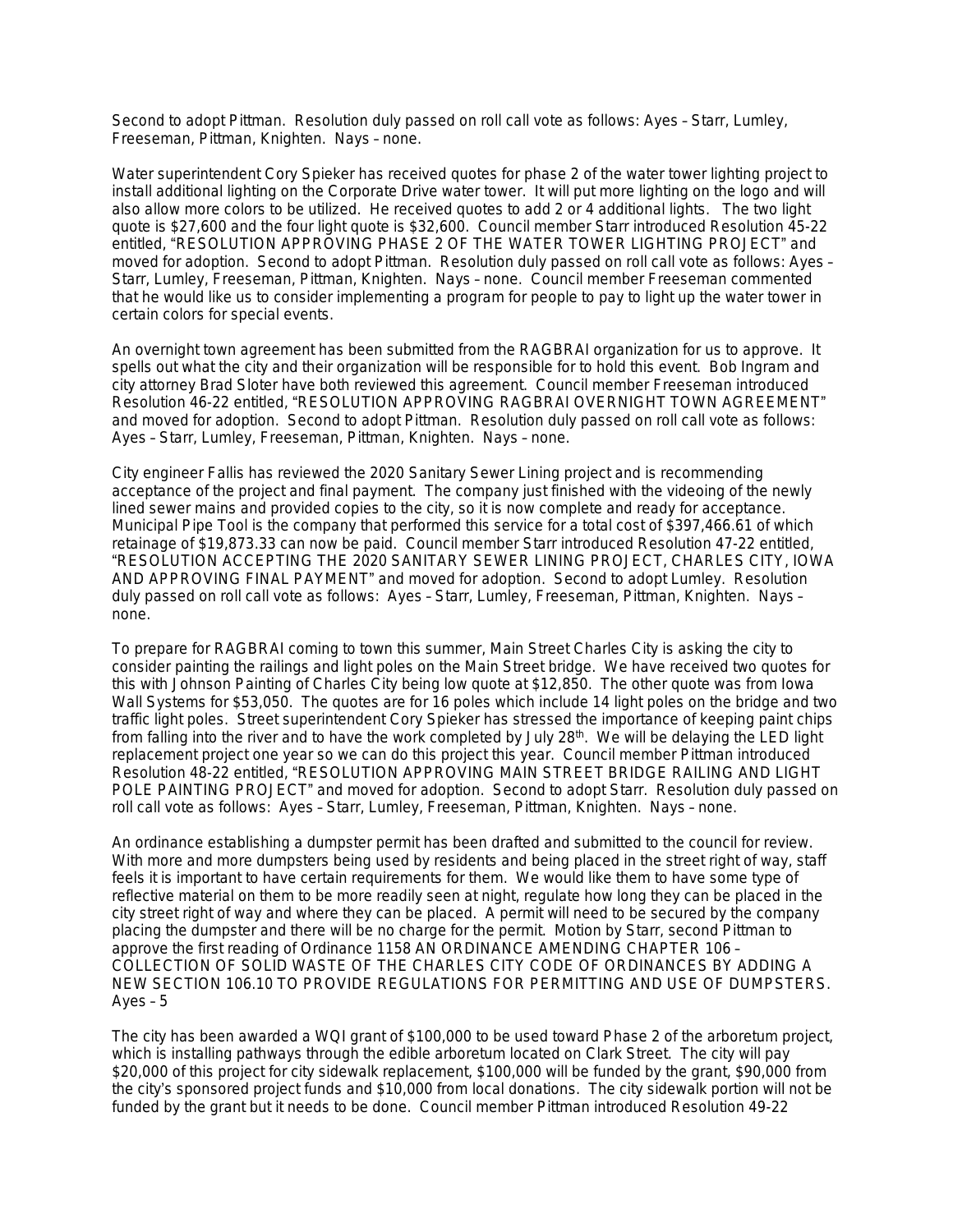Second to adopt Pittman. Resolution duly passed on roll call vote as follows: Ayes – Starr, Lumley, Freeseman, Pittman, Knighten. Nays – none.

Water superintendent Cory Spieker has received quotes for phase 2 of the water tower lighting project to install additional lighting on the Corporate Drive water tower. It will put more lighting on the logo and will also allow more colors to be utilized. He received quotes to add 2 or 4 additional lights. The two light quote is $27,600 and the four light quote is $32,600. Council member Starr introduced Resolution 45-22 entitled, "RESOLUTION APPROVING PHASE 2 OF THE WATER TOWER LIGHTING PROJECT" and moved for adoption. Second to adopt Pittman. Resolution duly passed on roll call vote as follows: Ayes – Starr, Lumley, Freeseman, Pittman, Knighten. Nays – none. Council member Freeseman commented that he would like us to consider implementing a program for people to pay to light up the water tower in certain colors for special events.

An overnight town agreement has been submitted from the RAGBRAI organization for us to approve. It spells out what the city and their organization will be responsible for to hold this event. Bob Ingram and city attorney Brad Sloter have both reviewed this agreement. Council member Freeseman introduced Resolution 46-22 entitled, "RESOLUTION APPROVING RAGBRAI OVERNIGHT TOWN AGREEMENT" and moved for adoption. Second to adopt Pittman. Resolution duly passed on roll call vote as follows: Ayes – Starr, Lumley, Freeseman, Pittman, Knighten. Nays – none.

City engineer Fallis has reviewed the 2020 Sanitary Sewer Lining project and is recommending acceptance of the project and final payment. The company just finished with the videoing of the newly lined sewer mains and provided copies to the city, so it is now complete and ready for acceptance. Municipal Pipe Tool is the company that performed this service for a total cost of $397,466.61 of which retainage of $19,873.33 can now be paid. Council member Starr introduced Resolution 47-22 entitled, "RESOLUTION ACCEPTING THE 2020 SANITARY SEWER LINING PROJECT, CHARLES CITY, IOWA AND APPROVING FINAL PAYMENT" and moved for adoption. Second to adopt Lumley. Resolution duly passed on roll call vote as follows: Ayes – Starr, Lumley, Freeseman, Pittman, Knighten. Nays – none.

To prepare for RAGBRAI coming to town this summer, Main Street Charles City is asking the city to consider painting the railings and light poles on the Main Street bridge. We have received two quotes for this with Johnson Painting of Charles City being low quote at $12,850. The other quote was from Iowa Wall Systems for $53,050. The quotes are for 16 poles which include 14 light poles on the bridge and two traffic light poles. Street superintendent Cory Spieker has stressed the importance of keeping paint chips from falling into the river and to have the work completed by July 28th. We will be delaying the LED light replacement project one year so we can do this project this year. Council member Pittman introduced Resolution 48-22 entitled, "RESOLUTION APPROVING MAIN STREET BRIDGE RAILING AND LIGHT POLE PAINTING PROJECT" and moved for adoption. Second to adopt Starr. Resolution duly passed on roll call vote as follows: Ayes – Starr, Lumley, Freeseman, Pittman, Knighten. Nays – none.

An ordinance establishing a dumpster permit has been drafted and submitted to the council for review. With more and more dumpsters being used by residents and being placed in the street right of way, staff feels it is important to have certain requirements for them. We would like them to have some type of reflective material on them to be more readily seen at night, regulate how long they can be placed in the city street right of way and where they can be placed. A permit will need to be secured by the company placing the dumpster and there will be no charge for the permit. Motion by Starr, second Pittman to approve the first reading of Ordinance 1158 AN ORDINANCE AMENDING CHAPTER 106 – COLLECTION OF SOLID WASTE OF THE CHARLES CITY CODE OF ORDINANCES BY ADDING A NEW SECTION 106.10 TO PROVIDE REGULATIONS FOR PERMITTING AND USE OF DUMPSTERS. Ayes – 5

The city has been awarded a WQI grant of $100,000 to be used toward Phase 2 of the arboretum project, which is installing pathways through the edible arboretum located on Clark Street. The city will pay $20,000 of this project for city sidewalk replacement, $100,000 will be funded by the grant, $90,000 from the city's sponsored project funds and $10,000 from local donations. The city sidewalk portion will not be funded by the grant but it needs to be done. Council member Pittman introduced Resolution 49-22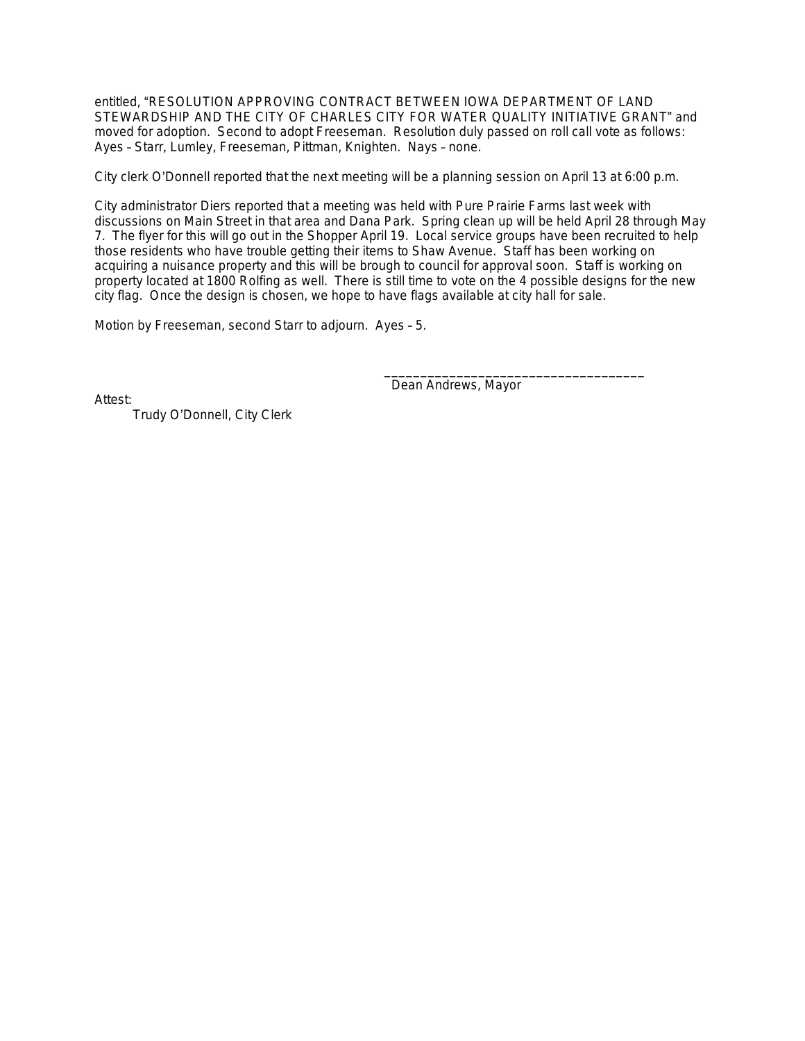entitled, "RESOLUTION APPROVING CONTRACT BETWEEN IOWA DEPARTMENT OF LAND STEWARDSHIP AND THE CITY OF CHARLES CITY FOR WATER QUALITY INITIATIVE GRANT" and moved for adoption. Second to adopt Freeseman. Resolution duly passed on roll call vote as follows: Ayes – Starr, Lumley, Freeseman, Pittman, Knighten. Nays – none.

City clerk O'Donnell reported that the next meeting will be a planning session on April 13 at 6:00 p.m.

City administrator Diers reported that a meeting was held with Pure Prairie Farms last week with discussions on Main Street in that area and Dana Park. Spring clean up will be held April 28 through May 7. The flyer for this will go out in the Shopper April 19. Local service groups have been recruited to help those residents who have trouble getting their items to Shaw Avenue. Staff has been working on acquiring a nuisance property and this will be brough to council for approval soon. Staff is working on property located at 1800 Rolfing as well. There is still time to vote on the 4 possible designs for the new city flag. Once the design is chosen, we hope to have flags available at city hall for sale.

Motion by Freeseman, second Starr to adjourn. Ayes – 5.

\_\_\_\_\_\_\_\_\_\_\_\_\_\_\_\_\_\_\_\_\_\_\_\_\_\_\_\_\_\_\_\_\_\_\_\_\_\_

Dean Andrews, Mayor

Attest:

Trudy O'Donnell, City Clerk